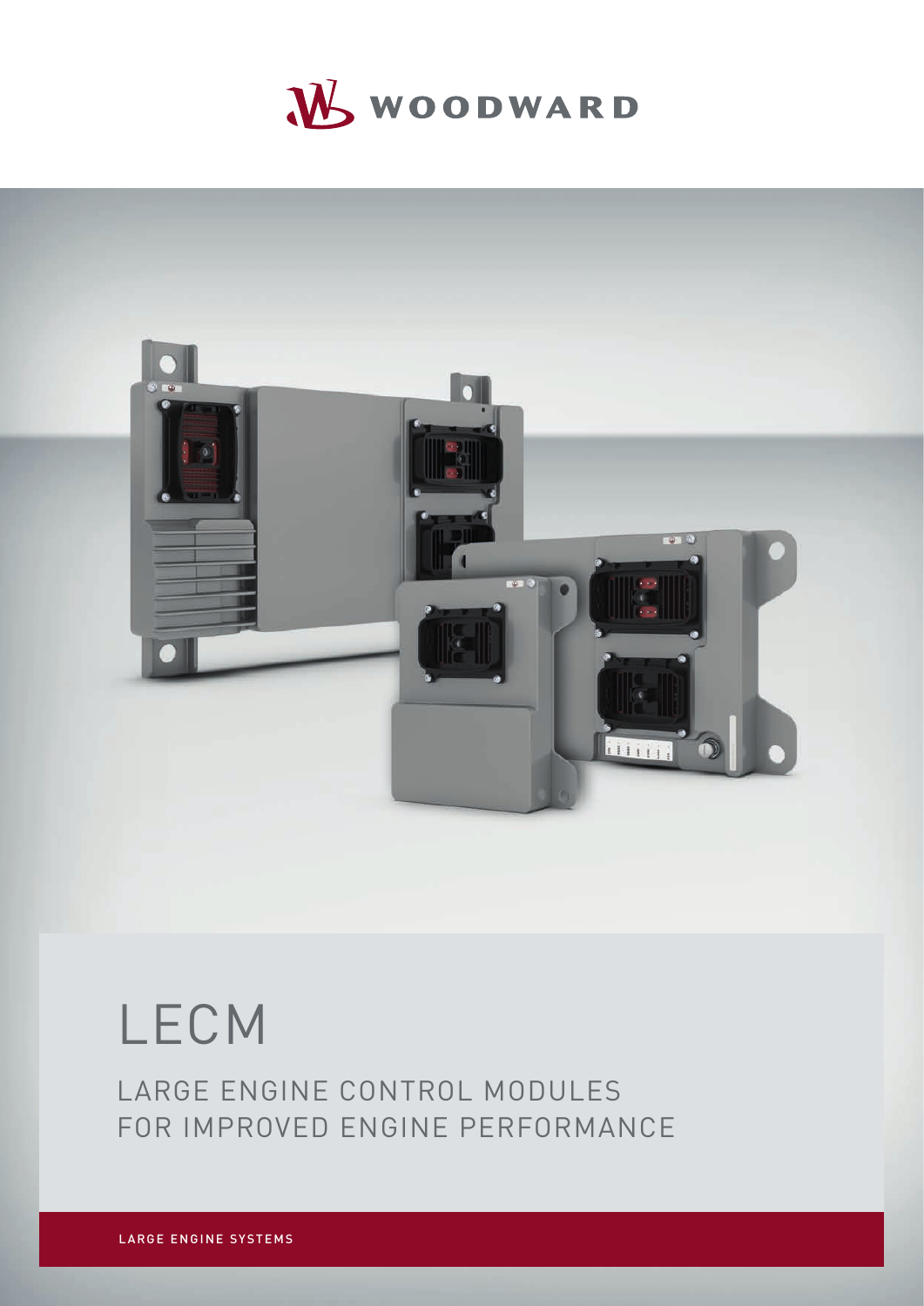WOODWARD

# LECM

## LARGE ENGINE CONTROL MODULES FOR IMPROVED ENGINE PERFORMANCE

LARGE ENGINE SYSTEMS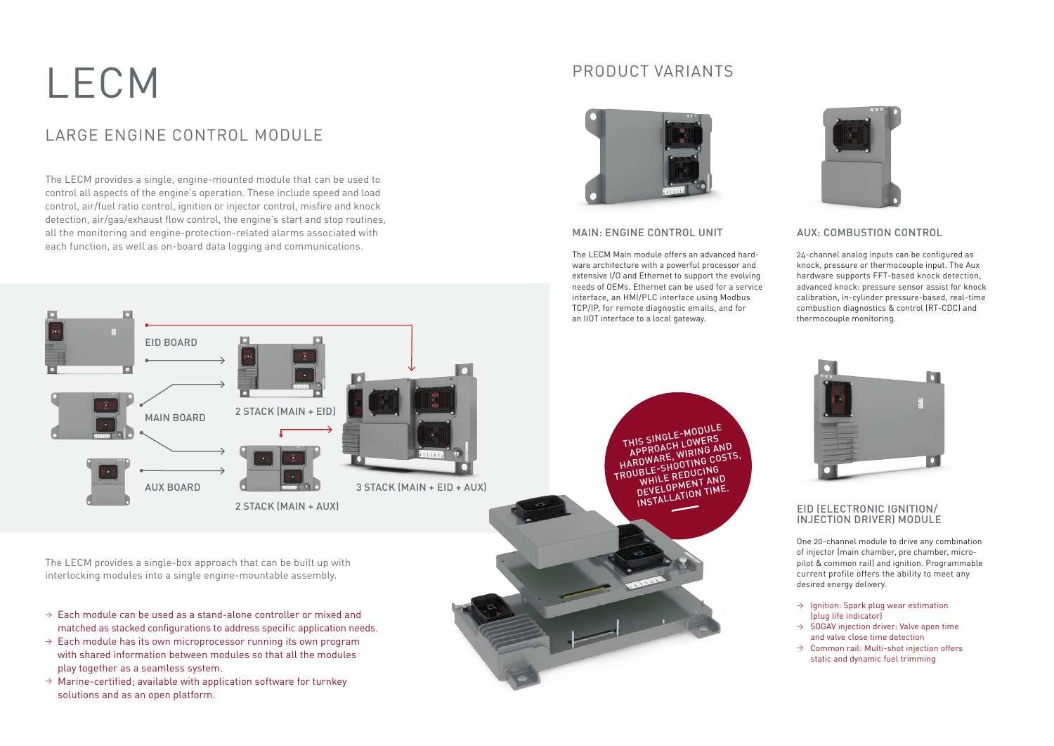# LECM

## LARGE ENGINE CONTROL MODULE

The LECM provides a single, engine-mounted module that can be used to control all aspects of the engine's operation. These include speed and load control, air/fuel ratio control, ignition or injector control, misfire and knock detection, air/gas/exhaust flow control, the engine's start and stop routines, all the monitoring and engine-protection-related alarms associated with each function, as well as on-board data logging and communications.

EID BOARD

MAIN BOARD

AUX BOARD

2 STACK (MAIN + EID)

2 STACK (MAIN + AUX)

3 STACK (MAIN + EID + AUX)

The LECM provides a single-box approach that can be built up with interlocking modules into a single engine-mountable assembly.

- → Each module can be used as a stand-alone controller or mixed and matched as stacked configurations to address specific application needs.
- → Each module has its own microprocessor running its own program with shared information between modules so that all the modules play together as a seamless system.
- → Marine-certified; available with application software for turnkey solutions and as an open platform.

THIS SINGLE-MODULE APPROACH LOWERS HARDWARE, WIRING AND TROUBLE-SHOOTING COSTS, WHILE REDUCING DEVELOPMENT AND INSTALLATION TIME.

## PRODUCT VARIANTS

### MAIN: ENGINE CONTROL UNIT

The LECM Main module offers an advanced hardware architecture with a powerful processor and extensive I/O and Ethernet to support the evolving needs of OEMs. Ethernet can be used for a service interface, an HMI/PLC interface using Modbus TCP/IP, for remote diagnostic emails, and for an IIOT interface to a local gateway.

### AUX: COMBUSTION CONTROL

24-channel analog inputs can be configured as knock, pressure or thermocouple input. The Aux hardware supports FFT-based knock detection, advanced knock: pressure sensor assist for knock calibration, in-cylinder pressure-based, real-time combustion diagnostics & control (RT-CDC) and thermocouple monitoring.

### EID (ELECTRONIC IGNITION/ INJECTION DRIVER) MODULE

One 20-channel module to drive any combination of injector (main chamber, pre chamber, micro-pilot & common rail) and ignition. Programmable current profile offers the ability to meet any desired energy delivery.

- → Ignition: Spark plug wear estimation (plug life indicator)
- → SOGAV injection driver: Valve open time and valve close time detection
- → Common rail: Multi-shot injection offers static and dynamic fuel trimming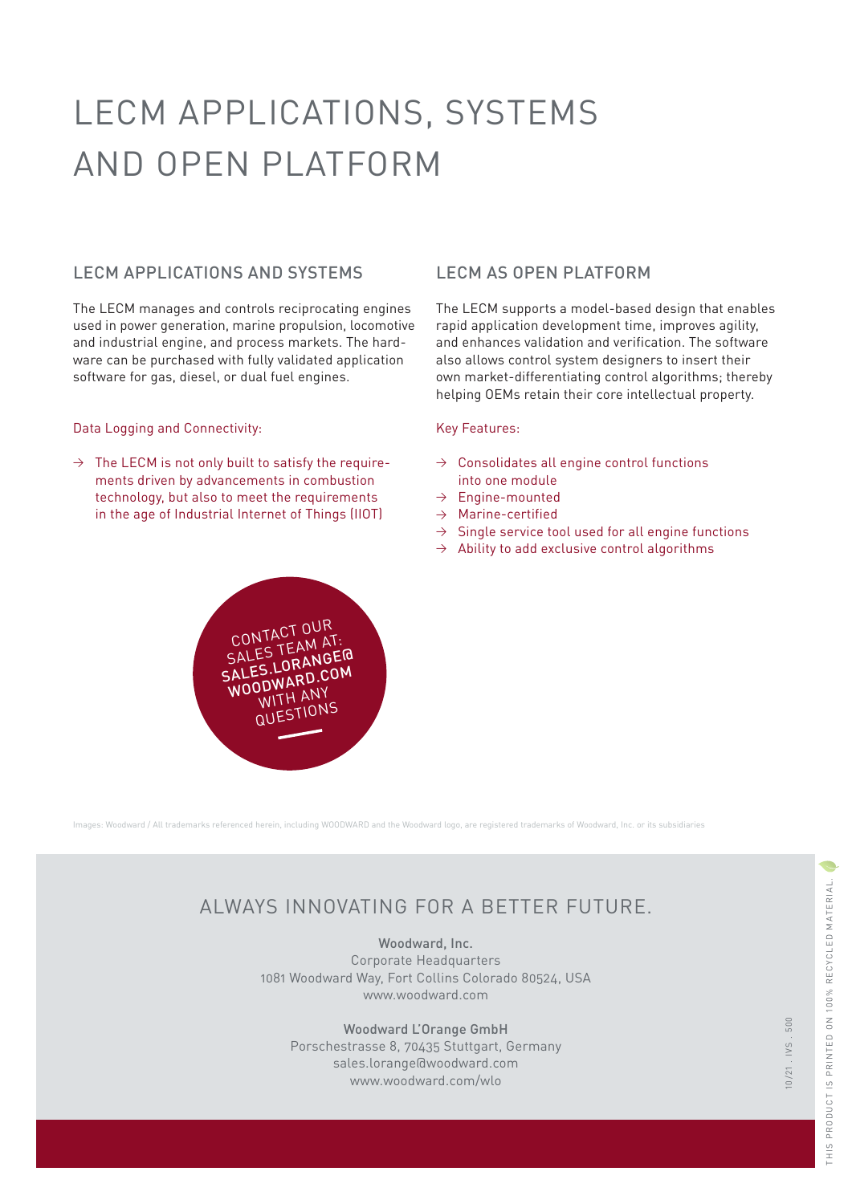# LECM APPLICATIONS, SYSTEMS AND OPEN PLATFORM

## LECM APPLICATIONS AND SYSTEMS

The LECM manages and controls reciprocating engines used in power generation, marine propulsion, locomotive and industrial engine, and process markets. The hardware can be purchased with fully validated application software for gas, diesel, or dual fuel engines.

Data Logging and Connectivity:

- → The LECM is not only built to satisfy the requirements driven by advancements in combustion technology, but also to meet the requirements in the age of Industrial Internet of Things (IIOT)

## LECM AS OPEN PLATFORM

The LECM supports a model-based design that enables rapid application development time, improves agility, and enhances validation and verification. The software also allows control system designers to insert their own market-differentiating control algorithms; thereby helping OEMs retain their core intellectual property.

Key Features:

- → Consolidates all engine control functions into one module
- → Engine-mounted
- → Marine-certified
- → Single service tool used for all engine functions
- → Ability to add exclusive control algorithms

CONTACT OUR SALES TEAM AT: **SALES.LORANGE@WOODWARD.COM** WITH ANY QUESTIONS

Images: Woodward / All trademarks referenced herein, including WOODWARD and the Woodward logo, are registered trademarks of Woodward, Inc. or its subsidiaries

## ALWAYS INNOVATING FOR A BETTER FUTURE.

Woodward, Inc.
Corporate Headquarters
1081 Woodward Way, Fort Collins Colorado 80524, USA
www.woodward.com

Woodward L'Orange GmbH
Porschestrasse 8, 70435 Stuttgart, Germany
sales.lorange@woodward.com
www.woodward.com/wlo

10/21 . IVS . 500

THIS PRODUCT IS PRINTED ON 100% RECYCLED MATERIAL.